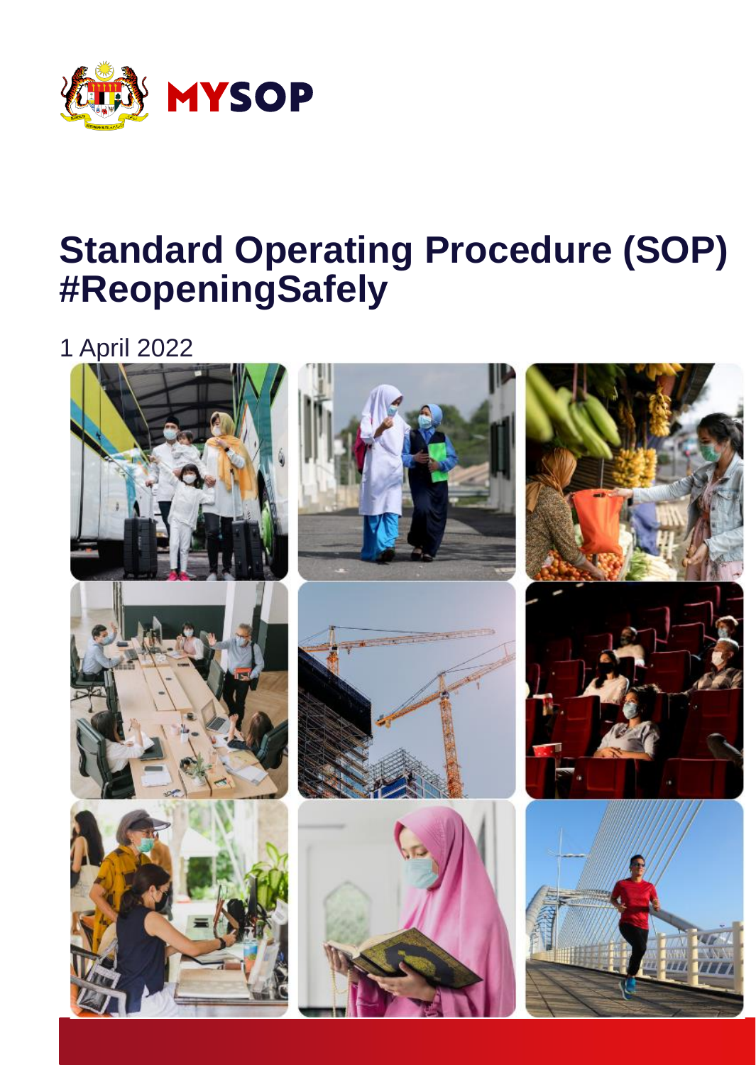MYSOP

# Standard Operating Procedure (SOP) #ReopeningSafely

1 April 2022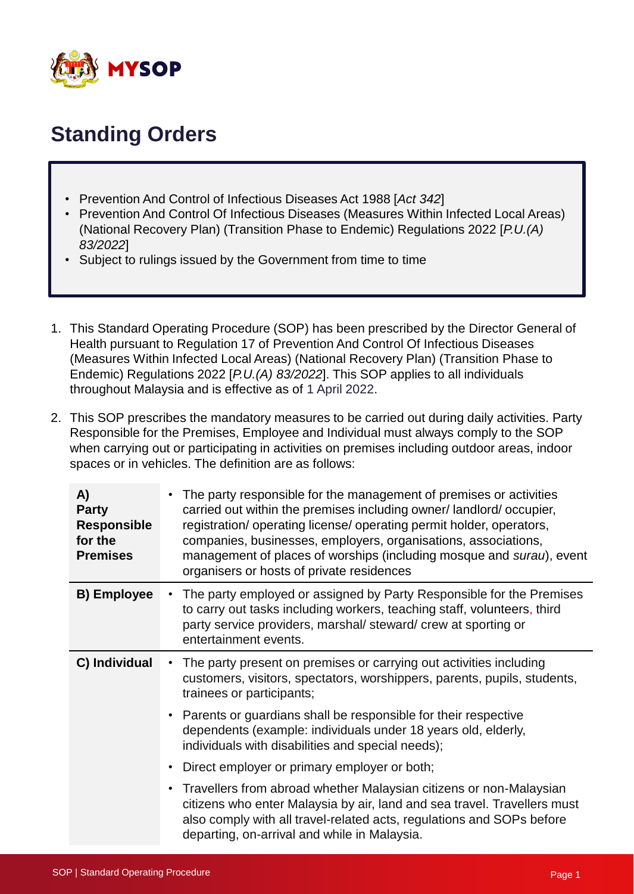MYSOP

# Standing Orders

- Prevention And Control of Infectious Diseases Act 1988 [*Act 342*]
- Prevention And Control Of Infectious Diseases (Measures Within Infected Local Areas) (National Recovery Plan) (Transition Phase to Endemic) Regulations 2022 [*P.U.(A) 83/2022*]
- Subject to rulings issued by the Government from time to time

1. This Standard Operating Procedure (SOP) has been prescribed by the Director General of Health pursuant to Regulation 17 of Prevention And Control Of Infectious Diseases (Measures Within Infected Local Areas) (National Recovery Plan) (Transition Phase to Endemic) Regulations 2022 [*P.U.(A) 83/2022*]. This SOP applies to all individuals throughout Malaysia and is effective as of 1 April 2022.

2. This SOP prescribes the mandatory measures to be carried out during daily activities. Party Responsible for the Premises, Employee and Individual must always comply to the SOP when carrying out or participating in activities on premises including outdoor areas, indoor spaces or in vehicles. The definition are as follows:

| | |
|---|---|
| **A) Party Responsible for the Premises** | • The party responsible for the management of premises or activities carried out within the premises including owner/ landlord/ occupier, registration/ operating license/ operating permit holder, operators, companies, businesses, employers, organisations, associations, management of places of worships (including mosque and *surau*), event organisers or hosts of private residences |
| **B) Employee** | • The party employed or assigned by Party Responsible for the Premises to carry out tasks including workers, teaching staff, volunteers, third party service providers, marshal/ steward/ crew at sporting or entertainment events. |
| **C) Individual** | • The party present on premises or carrying out activities including customers, visitors, spectators, worshippers, parents, pupils, students, trainees or participants;<br>• Parents or guardians shall be responsible for their respective dependents (example: individuals under 18 years old, elderly, individuals with disabilities and special needs);<br>• Direct employer or primary employer or both;<br>• Travellers from abroad whether Malaysian citizens or non-Malaysian citizens who enter Malaysia by air, land and sea travel. Travellers must also comply with all travel-related acts, regulations and SOPs before departing, on-arrival and while in Malaysia. |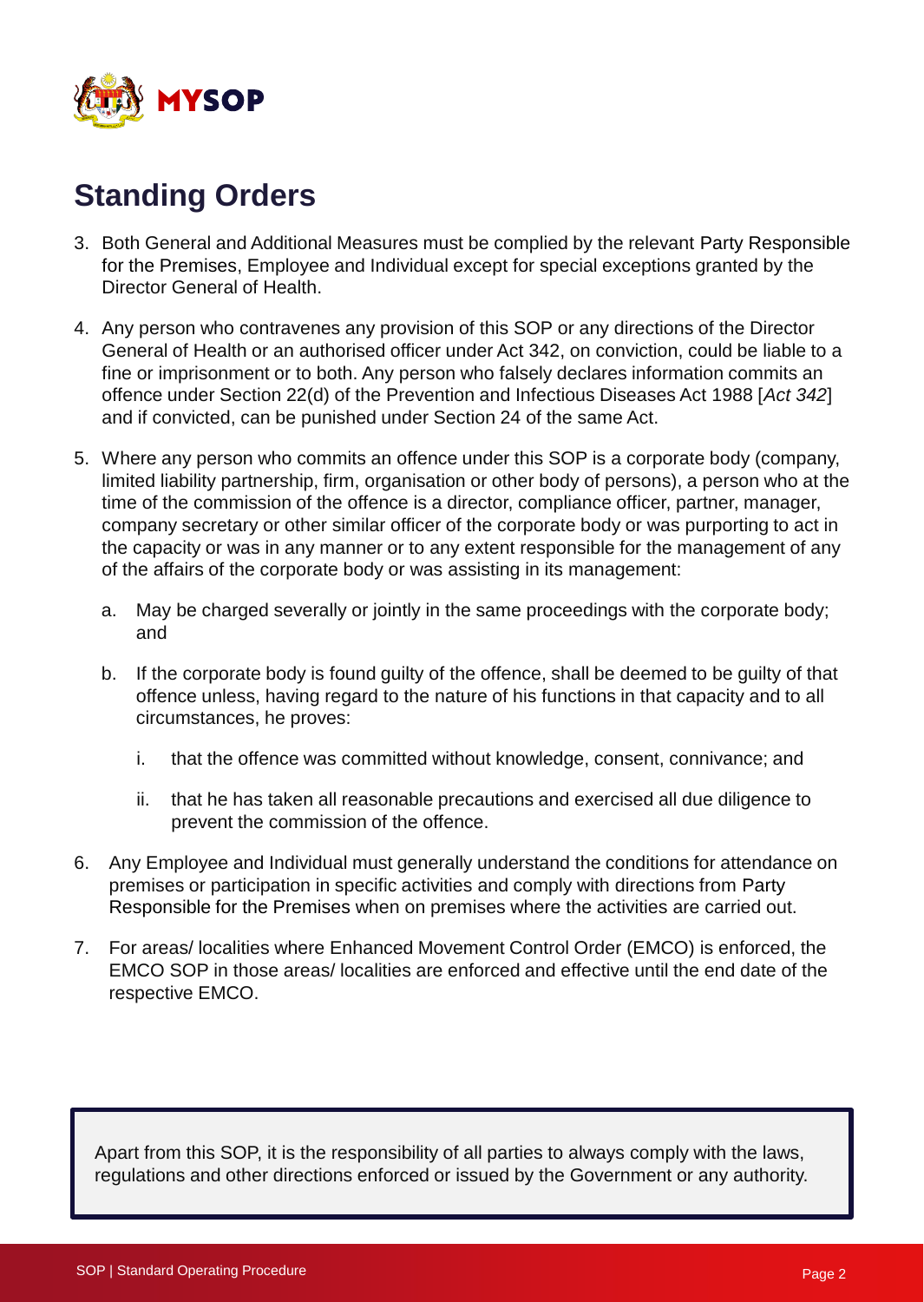## Standing Orders

3. Both General and Additional Measures must be complied by the relevant Party Responsible for the Premises, Employee and Individual except for special exceptions granted by the Director General of Health.

4. Any person who contravenes any provision of this SOP or any directions of the Director General of Health or an authorised officer under Act 342, on conviction, could be liable to a fine or imprisonment or to both. Any person who falsely declares information commits an offence under Section 22(d) of the Prevention and Infectious Diseases Act 1988 [*Act 342*] and if convicted, can be punished under Section 24 of the same Act.

5. Where any person who commits an offence under this SOP is a corporate body (company, limited liability partnership, firm, organisation or other body of persons), a person who at the time of the commission of the offence is a director, compliance officer, partner, manager, company secretary or other similar officer of the corporate body or was purporting to act in the capacity or was in any manner or to any extent responsible for the management of any of the affairs of the corporate body or was assisting in its management:

   a. May be charged severally or jointly in the same proceedings with the corporate body; and

   b. If the corporate body is found guilty of the offence, shall be deemed to be guilty of that offence unless, having regard to the nature of his functions in that capacity and to all circumstances, he proves:

      i. that the offence was committed without knowledge, consent, connivance; and

      ii. that he has taken all reasonable precautions and exercised all due diligence to prevent the commission of the offence.

6. Any Employee and Individual must generally understand the conditions for attendance on premises or participation in specific activities and comply with directions from Party Responsible for the Premises when on premises where the activities are carried out.

7. For areas/ localities where Enhanced Movement Control Order (EMCO) is enforced, the EMCO SOP in those areas/ localities are enforced and effective until the end date of the respective EMCO.

Apart from this SOP, it is the responsibility of all parties to always comply with the laws, regulations and other directions enforced or issued by the Government or any authority.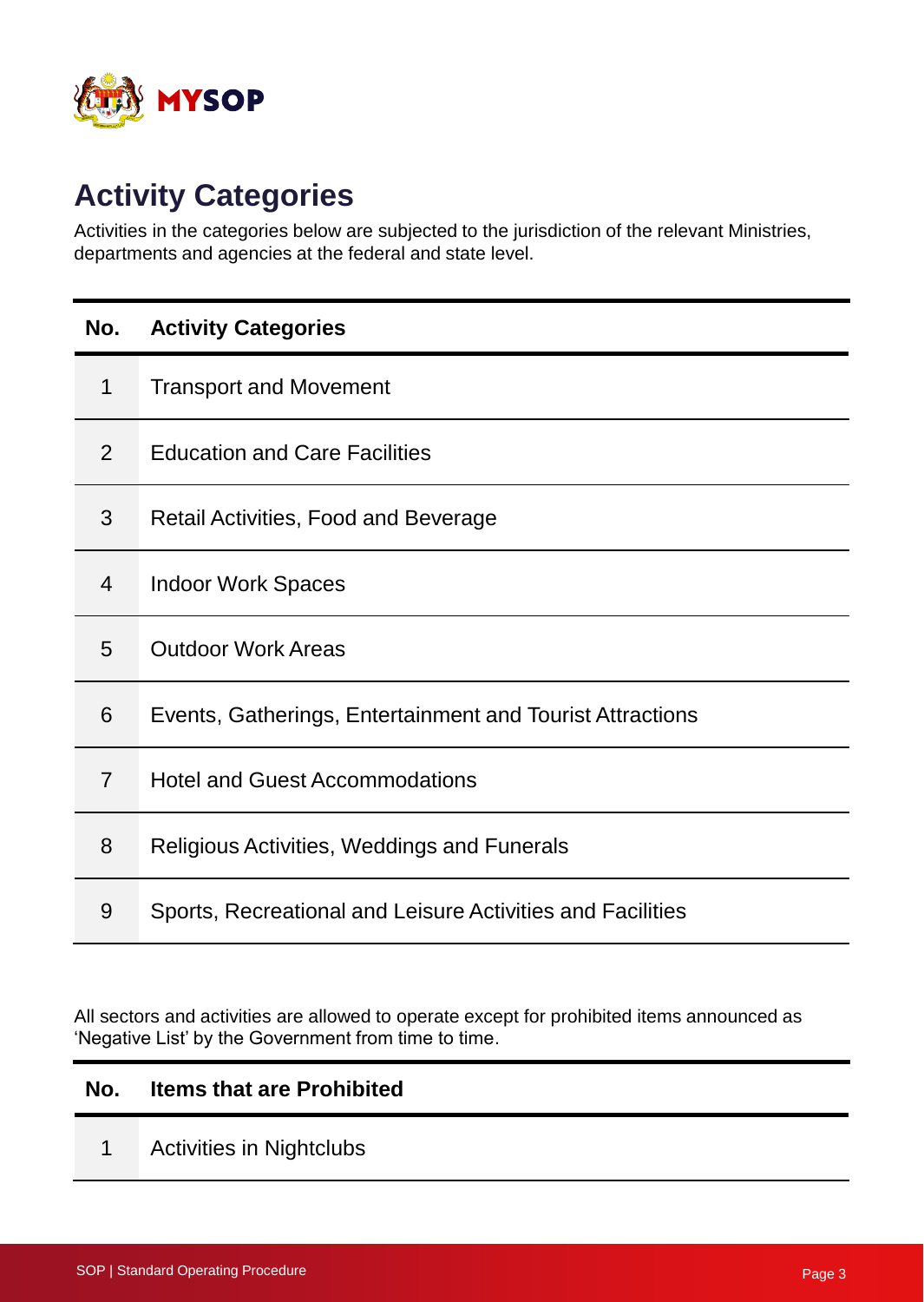## Activity Categories

Activities in the categories below are subjected to the jurisdiction of the relevant Ministries, departments and agencies at the federal and state level.

| No. | Activity Categories |
|---|---|
| 1 | Transport and Movement |
| 2 | Education and Care Facilities |
| 3 | Retail Activities, Food and Beverage |
| 4 | Indoor Work Spaces |
| 5 | Outdoor Work Areas |
| 6 | Events, Gatherings, Entertainment and Tourist Attractions |
| 7 | Hotel and Guest Accommodations |
| 8 | Religious Activities, Weddings and Funerals |
| 9 | Sports, Recreational and Leisure Activities and Facilities |

All sectors and activities are allowed to operate except for prohibited items announced as 'Negative List' by the Government from time to time.

| No. | Items that are Prohibited |
|---|---|
| 1 | Activities in Nightclubs |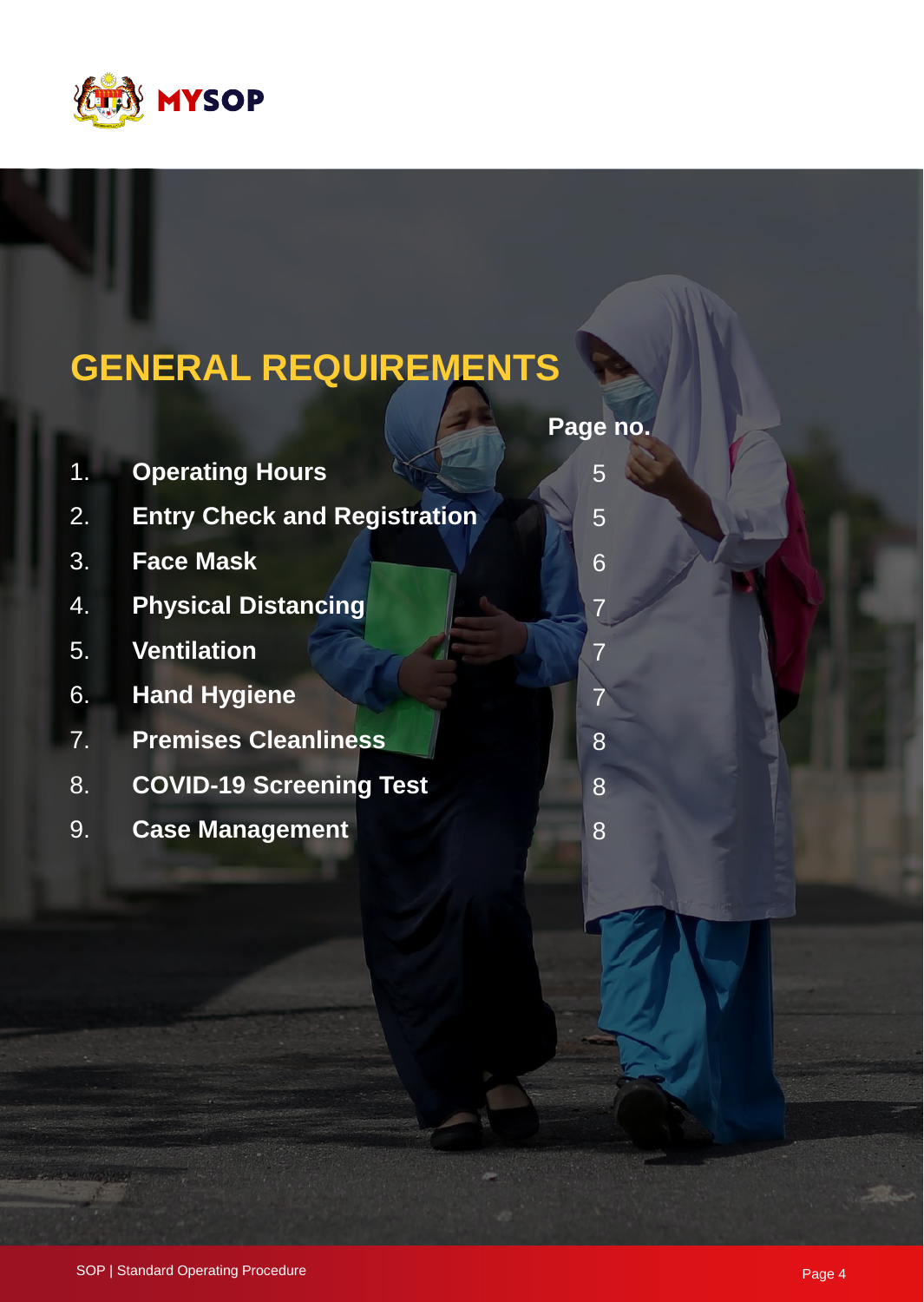# GENERAL REQUIREMENTS

| | | Page no. |
|---|---|---|
| 1. | **Operating Hours** | 5 |
| 2. | **Entry Check and Registration** | 5 |
| 3. | **Face Mask** | 6 |
| 4. | **Physical Distancing** | 7 |
| 5. | **Ventilation** | 7 |
| 6. | **Hand Hygiene** | 7 |
| 7. | **Premises Cleanliness** | 8 |
| 8. | **COVID-19 Screening Test** | 8 |
| 9. | **Case Management** | 8 |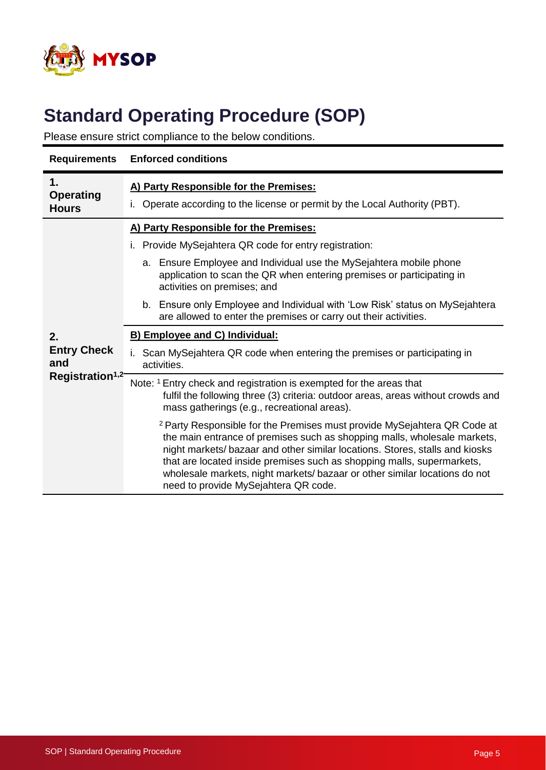# Standard Operating Procedure (SOP)

Please ensure strict compliance to the below conditions.

| Requirements | Enforced conditions |
|---|---|
| **1. Operating Hours** | **A) Party Responsible for the Premises:**<br>i. Operate according to the license or permit by the Local Authority (PBT). |
| **2. Entry Check and Registration[1,2]** | **A) Party Responsible for the Premises:**<br>i. Provide MySejahtera QR code for entry registration:<br>a. Ensure Employee and Individual use the MySejahtera mobile phone application to scan the QR when entering premises or participating in activities on premises; and<br>b. Ensure only Employee and Individual with 'Low Risk' status on MySejahtera are allowed to enter the premises or carry out their activities. |
| | **B) Employee and C) Individual:**<br>i. Scan MySejahtera QR code when entering the premises or participating in activities. |
| | Note: [1] Entry check and registration is exempted for the areas that fulfil the following three (3) criteria: outdoor areas, areas without crowds and mass gatherings (e.g., recreational areas).<br>[2] Party Responsible for the Premises must provide MySejahtera QR Code at the main entrance of premises such as shopping malls, wholesale markets, night markets/ bazaar and other similar locations. Stores, stalls and kiosks that are located inside premises such as shopping malls, supermarkets, wholesale markets, night markets/ bazaar or other similar locations do not need to provide MySejahtera QR code. |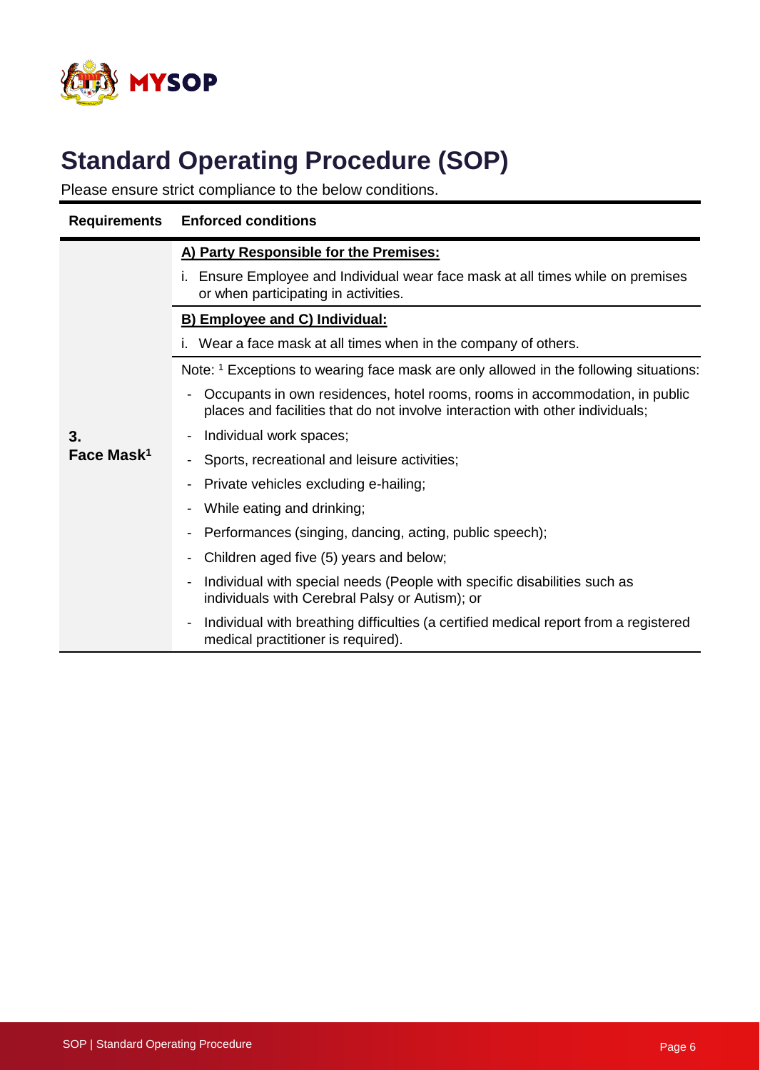# Standard Operating Procedure (SOP)

Please ensure strict compliance to the below conditions.

| Requirements | Enforced conditions |
|---|---|
| **3. Face Mask**[1] | **<u>A) Party Responsible for the Premises:</u>** |
| | i. Ensure Employee and Individual wear face mask at all times while on premises or when participating in activities. |
| | **<u>B) Employee and C) Individual:</u>** |
| | i. Wear a face mask at all times when in the company of others. |
| | Note: [1] Exceptions to wearing face mask are only allowed in the following situations: |
| | - Occupants in own residences, hotel rooms, rooms in accommodation, in public places and facilities that do not involve interaction with other individuals; |
| | - Individual work spaces; |
| | - Sports, recreational and leisure activities; |
| | - Private vehicles excluding e-hailing; |
| | - While eating and drinking; |
| | - Performances (singing, dancing, acting, public speech); |
| | - Children aged five (5) years and below; |
| | - Individual with special needs (People with specific disabilities such as individuals with Cerebral Palsy or Autism); or |
| | - Individual with breathing difficulties (a certified medical report from a registered medical practitioner is required). |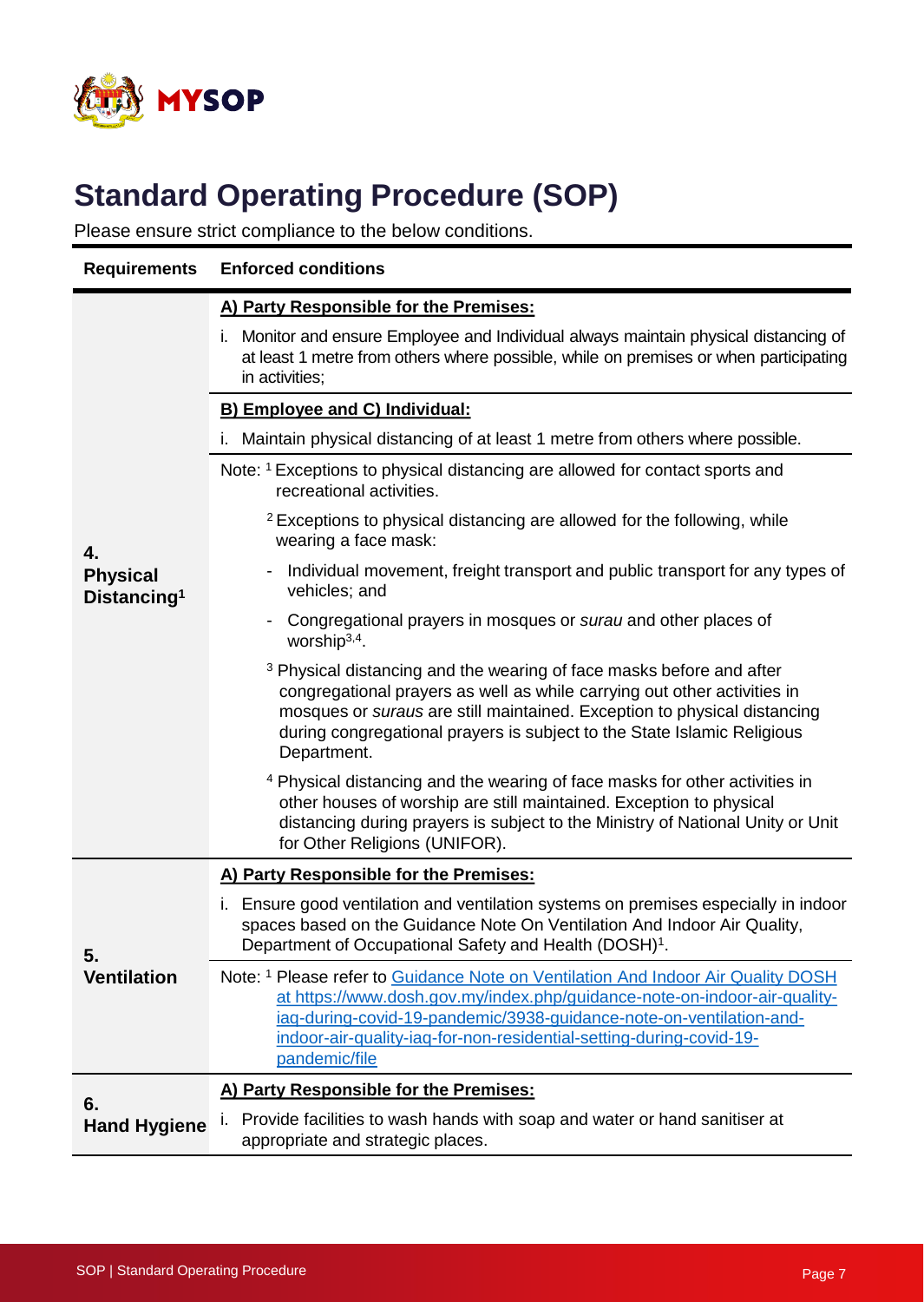# Standard Operating Procedure (SOP)

Please ensure strict compliance to the below conditions.

| Requirements | Enforced conditions |
| --- | --- |
| **4. Physical Distancing[1]** | **<u>A) Party Responsible for the Premises:</u>**<br>i. Monitor and ensure Employee and Individual always maintain physical distancing of at least 1 metre from others where possible, while on premises or when participating in activities; |
| | **<u>B) Employee and C) Individual:</u>**<br>i. Maintain physical distancing of at least 1 metre from others where possible. |
| | Note: [1] Exceptions to physical distancing are allowed for contact sports and recreational activities.<br>[2] Exceptions to physical distancing are allowed for the following, while wearing a face mask:<br>- Individual movement, freight transport and public transport for any types of vehicles; and<br>- Congregational prayers in mosques or *surau* and other places of worship[3,4].<br>[3] Physical distancing and the wearing of face masks before and after congregational prayers as well as while carrying out other activities in mosques or *suraus* are still maintained. Exception to physical distancing during congregational prayers is subject to the State Islamic Religious Department.<br>[4] Physical distancing and the wearing of face masks for other activities in other houses of worship are still maintained. Exception to physical distancing during prayers is subject to the Ministry of National Unity or Unit for Other Religions (UNIFOR). |
| **5. Ventilation** | **<u>A) Party Responsible for the Premises:</u>**<br>i. Ensure good ventilation and ventilation systems on premises especially in indoor spaces based on the Guidance Note On Ventilation And Indoor Air Quality, Department of Occupational Safety and Health (DOSH)[1]. |
| | Note: [1] Please refer to Guidance Note on Ventilation And Indoor Air Quality DOSH at https://www.dosh.gov.my/index.php/guidance-note-on-indoor-air-quality-iaq-during-covid-19-pandemic/3938-guidance-note-on-ventilation-and-indoor-air-quality-iaq-for-non-residential-setting-during-covid-19-pandemic/file |
| **6. Hand Hygiene** | **<u>A) Party Responsible for the Premises:</u>**<br>i. Provide facilities to wash hands with soap and water or hand sanitiser at appropriate and strategic places. |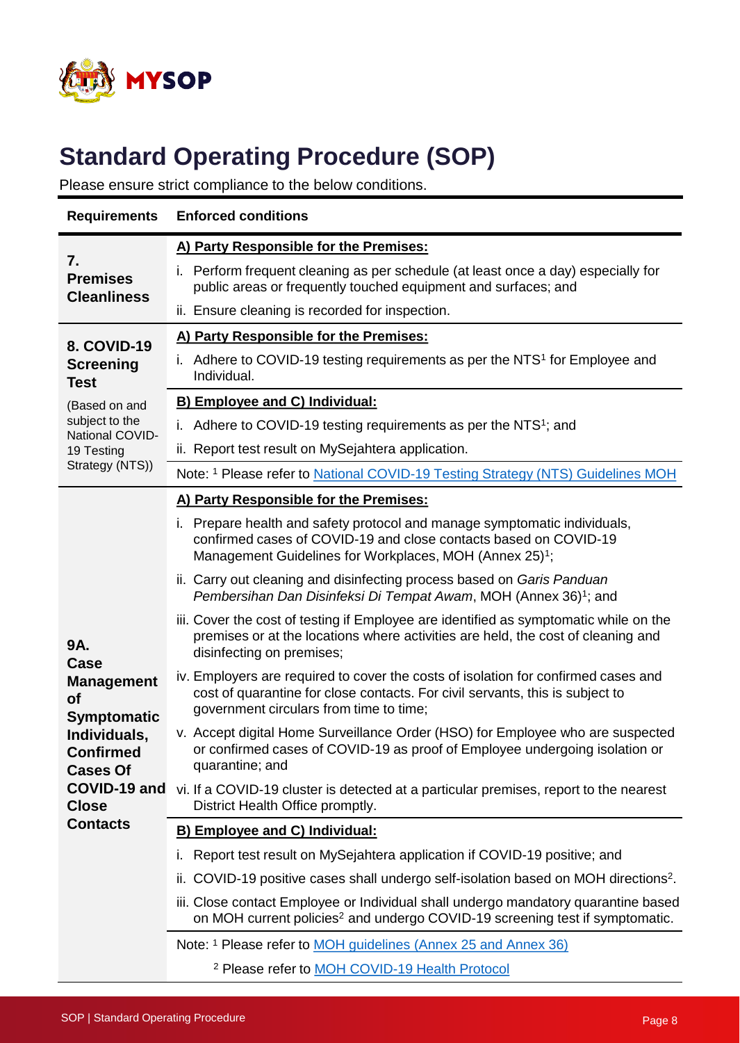# Standard Operating Procedure (SOP)

Please ensure strict compliance to the below conditions.

| Requirements | Enforced conditions |
|---|---|
| **7. Premises Cleanliness** | **A) Party Responsible for the Premises:**<br>i. Perform frequent cleaning as per schedule (at least once a day) especially for public areas or frequently touched equipment and surfaces; and<br>ii. Ensure cleaning is recorded for inspection. |
| **8. COVID-19 Screening Test**<br>(Based on and subject to the National COVID-19 Testing Strategy (NTS)) | **A) Party Responsible for the Premises:**<br>i. Adhere to COVID-19 testing requirements as per the NTS[1] for Employee and Individual. |
| | **B) Employee and C) Individual:**<br>i. Adhere to COVID-19 testing requirements as per the NTS[1]; and<br>ii. Report test result on MySejahtera application. |
| | Note: [1] Please refer to National COVID-19 Testing Strategy (NTS) Guidelines MOH |
| **9A. Case Management of Symptomatic Individuals, Confirmed Cases Of COVID-19 and Close Contacts** | **A) Party Responsible for the Premises:**<br>i. Prepare health and safety protocol and manage symptomatic individuals, confirmed cases of COVID-19 and close contacts based on COVID-19 Management Guidelines for Workplaces, MOH (Annex 25)[1];<br>ii. Carry out cleaning and disinfecting process based on *Garis Panduan Pembersihan Dan Disinfeksi Di Tempat Awam*, MOH (Annex 36)[1]; and<br>iii. Cover the cost of testing if Employee are identified as symptomatic while on the premises or at the locations where activities are held, the cost of cleaning and disinfecting on premises;<br>iv. Employers are required to cover the costs of isolation for confirmed cases and cost of quarantine for close contacts. For civil servants, this is subject to government circulars from time to time;<br>v. Accept digital Home Surveillance Order (HSO) for Employee who are suspected or confirmed cases of COVID-19 as proof of Employee undergoing isolation or quarantine; and<br>vi. If a COVID-19 cluster is detected at a particular premises, report to the nearest District Health Office promptly. |
| | **B) Employee and C) Individual:**<br>i. Report test result on MySejahtera application if COVID-19 positive; and<br>ii. COVID-19 positive cases shall undergo self-isolation based on MOH directions[2].<br>iii. Close contact Employee or Individual shall undergo mandatory quarantine based on MOH current policies[2] and undergo COVID-19 screening test if symptomatic. |
| | Note: [1] Please refer to MOH guidelines (Annex 25 and Annex 36)<br>[2] Please refer to MOH COVID-19 Health Protocol |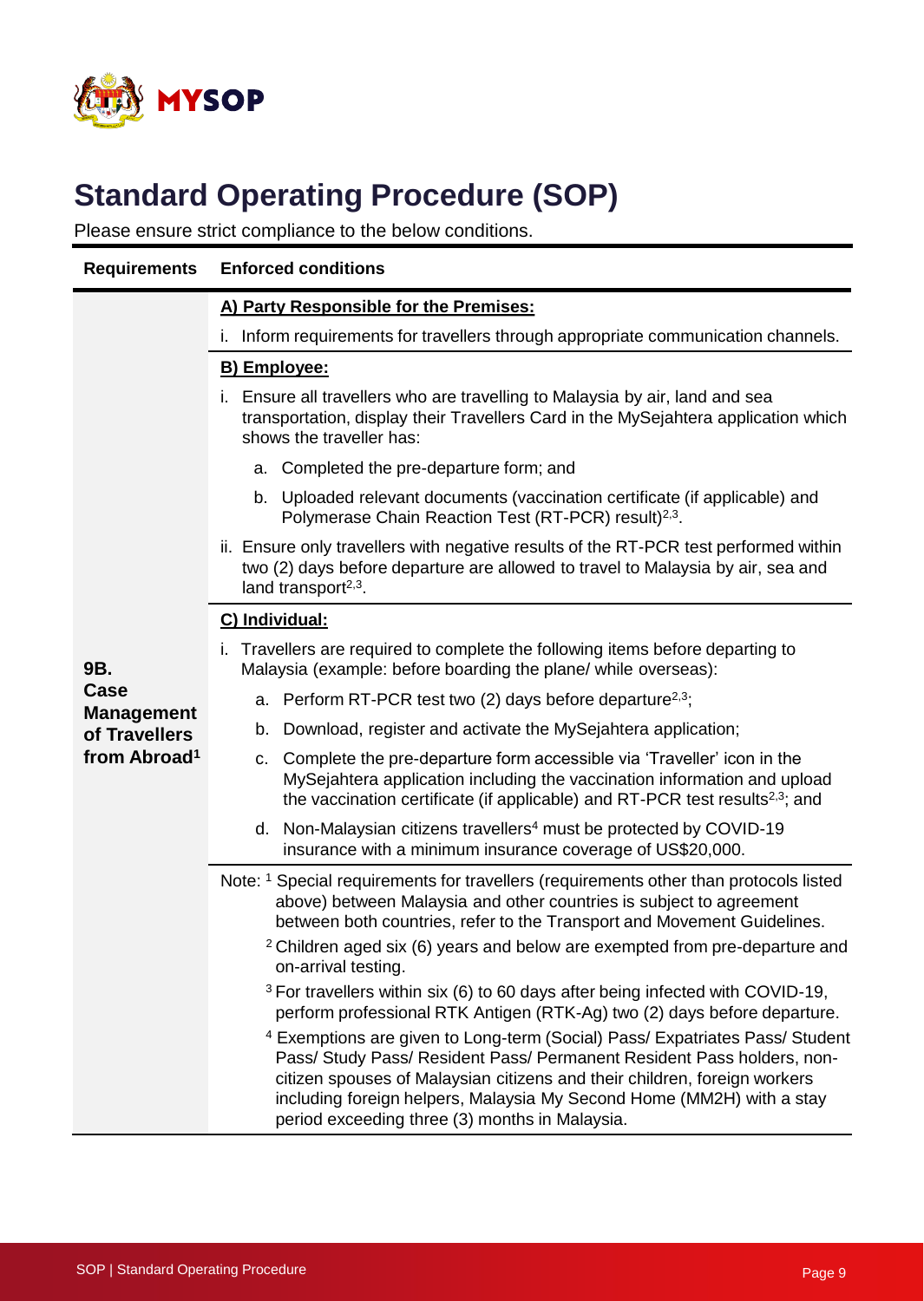# Standard Operating Procedure (SOP)

Please ensure strict compliance to the below conditions.

| Requirements | Enforced conditions |
|---|---|
| **9B. Case Management of Travellers from Abroad**[1] | **A) Party Responsible for the Premises:**<br>i. Inform requirements for travellers through appropriate communication channels. |
| | **B) Employee:**<br>i. Ensure all travellers who are travelling to Malaysia by air, land and sea transportation, display their Travellers Card in the MySejahtera application which shows the traveller has:<br>a. Completed the pre-departure form; and<br>b. Uploaded relevant documents (vaccination certificate (if applicable) and Polymerase Chain Reaction Test (RT-PCR) result)[2,3].<br>ii. Ensure only travellers with negative results of the RT-PCR test performed within two (2) days before departure are allowed to travel to Malaysia by air, sea and land transport[2,3]. |
| | **C) Individual:**<br>i. Travellers are required to complete the following items before departing to Malaysia (example: before boarding the plane/ while overseas):<br>a. Perform RT-PCR test two (2) days before departure[2,3];<br>b. Download, register and activate the MySejahtera application;<br>c. Complete the pre-departure form accessible via 'Traveller' icon in the MySejahtera application including the vaccination information and upload the vaccination certificate (if applicable) and RT-PCR test results[2,3]; and<br>d. Non-Malaysian citizens travellers[4] must be protected by COVID-19 insurance with a minimum insurance coverage of US$20,000. |
| | Note: [1] Special requirements for travellers (requirements other than protocols listed above) between Malaysia and other countries is subject to agreement between both countries, refer to the Transport and Movement Guidelines.<br>[2] Children aged six (6) years and below are exempted from pre-departure and on-arrival testing.<br>[3] For travellers within six (6) to 60 days after being infected with COVID-19, perform professional RTK Antigen (RTK-Ag) two (2) days before departure.<br>[4] Exemptions are given to Long-term (Social) Pass/ Expatriates Pass/ Student Pass/ Study Pass/ Resident Pass/ Permanent Resident Pass holders, non-citizen spouses of Malaysian citizens and their children, foreign workers including foreign helpers, Malaysia My Second Home (MM2H) with a stay period exceeding three (3) months in Malaysia. |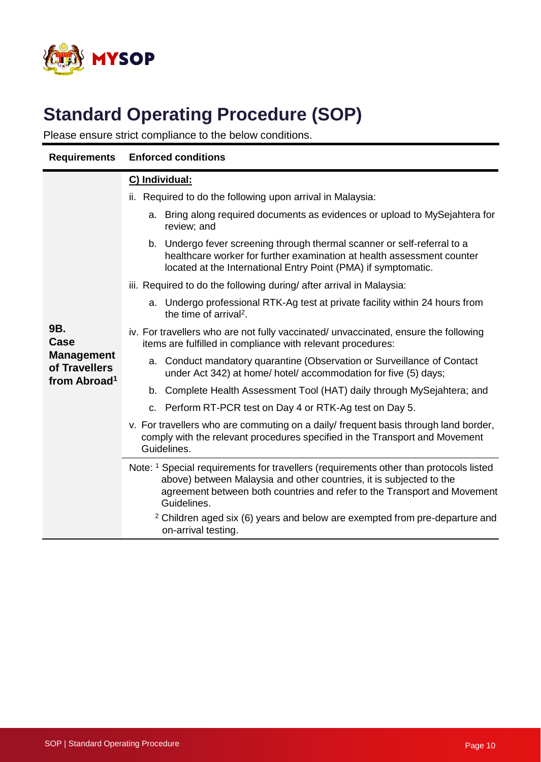# Standard Operating Procedure (SOP)

Please ensure strict compliance to the below conditions.

| Requirements | Enforced conditions |
|---|---|
| **9B. Case Management of Travellers from Abroad[1]** | **C) Individual:**<br>ii. Required to do the following upon arrival in Malaysia:<br>a. Bring along required documents as evidences or upload to MySejahtera for review; and<br>b. Undergo fever screening through thermal scanner or self-referral to a healthcare worker for further examination at health assessment counter located at the International Entry Point (PMA) if symptomatic.<br>iii. Required to do the following during/ after arrival in Malaysia:<br>a. Undergo professional RTK-Ag test at private facility within 24 hours from the time of arrival[2].<br>iv. For travellers who are not fully vaccinated/ unvaccinated, ensure the following items are fulfilled in compliance with relevant procedures:<br>a. Conduct mandatory quarantine (Observation or Surveillance of Contact under Act 342) at home/ hotel/ accommodation for five (5) days;<br>b. Complete Health Assessment Tool (HAT) daily through MySejahtera; and<br>c. Perform RT-PCR test on Day 4 or RTK-Ag test on Day 5.<br>v. For travellers who are commuting on a daily/ frequent basis through land border, comply with the relevant procedures specified in the Transport and Movement Guidelines. |
| | Note: [1] Special requirements for travellers (requirements other than protocols listed above) between Malaysia and other countries, it is subjected to the agreement between both countries and refer to the Transport and Movement Guidelines.<br>[2] Children aged six (6) years and below are exempted from pre-departure and on-arrival testing. |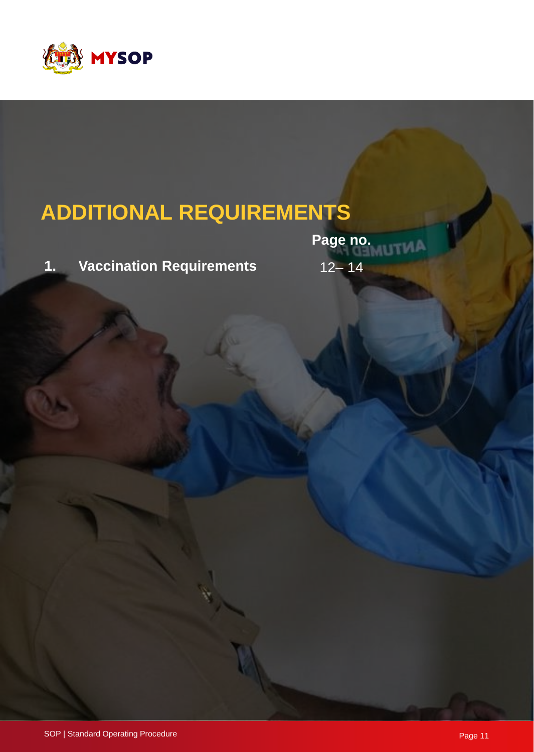# ADDITIONAL REQUIREMENTS

| | Page no. |
|---|---|
| 1. **Vaccination Requirements** | 12– 14 |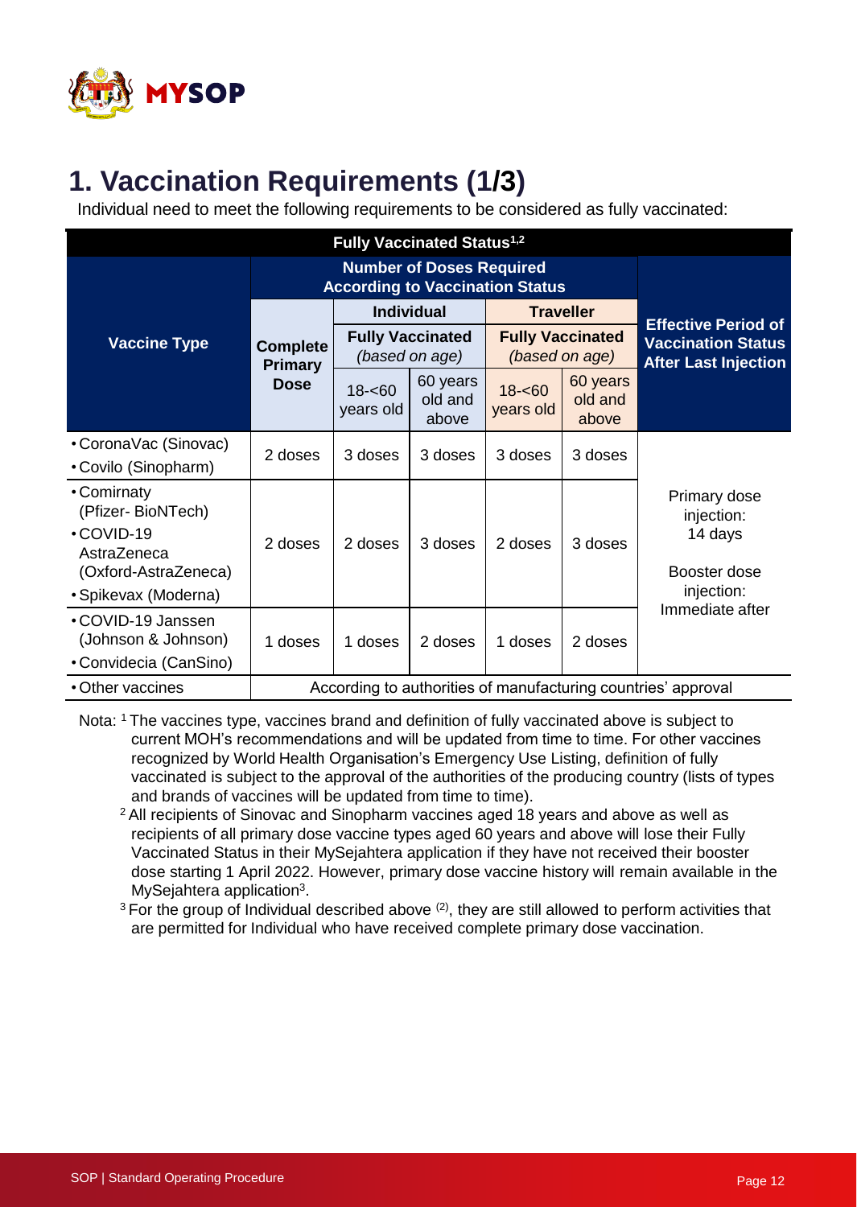# 1. Vaccination Requirements (1/3)

Individual need to meet the following requirements to be considered as fully vaccinated:

| Fully Vaccinated Status[1,2] | | | | | | |
|---|---|---|---|---|---|---|
| **Vaccine Type** | **Number of Doses Required According to Vaccination Status** | | | | | **Effective Period of Vaccination Status After Last Injection** |
| | **Complete Primary Dose** | **Individual** | | **Traveller** | | |
| | | **Fully Vaccinated** *(based on age)* | | **Fully Vaccinated** *(based on age)* | | |
| | | 18-<60 years old | 60 years old and above | 18-<60 years old | 60 years old and above | |
| • CoronaVac (Sinovac)<br>• Covilo (Sinopharm) | 2 doses | 3 doses | 3 doses | 3 doses | 3 doses | Primary dose injection: 14 days<br><br>Booster dose injection: Immediate after |
| • Comirnaty (Pfizer- BioNTech)<br>• COVID-19 AstraZeneca (Oxford-AstraZeneca)<br>• Spikevax (Moderna) | 2 doses | 2 doses | 3 doses | 2 doses | 3 doses | |
| • COVID-19 Janssen (Johnson & Johnson)<br>• Convidecia (CanSino) | 1 doses | 1 doses | 2 doses | 1 doses | 2 doses | |
| • Other vaccines | According to authorities of manufacturing countries' approval | | | | | |

Nota: [1] The vaccines type, vaccines brand and definition of fully vaccinated above is subject to current MOH's recommendations and will be updated from time to time. For other vaccines recognized by World Health Organisation's Emergency Use Listing, definition of fully vaccinated is subject to the approval of the authorities of the producing country (lists of types and brands of vaccines will be updated from time to time).

[2] All recipients of Sinovac and Sinopharm vaccines aged 18 years and above as well as recipients of all primary dose vaccine types aged 60 years and above will lose their Fully Vaccinated Status in their MySejahtera application if they have not received their booster dose starting 1 April 2022. However, primary dose vaccine history will remain available in the MySejahtera application[3].

[3] For the group of Individual described above [(2)], they are still allowed to perform activities that are permitted for Individual who have received complete primary dose vaccination.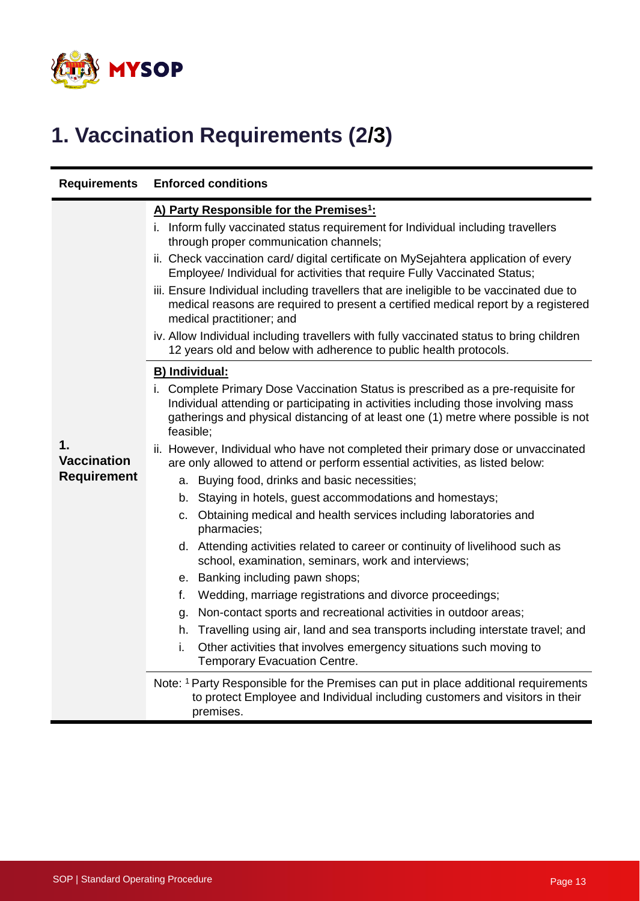# 1. Vaccination Requirements (2/3)

| Requirements | Enforced conditions |
|---|---|
| **1. Vaccination Requirement** | **A) Party Responsible for the Premises[1]:**<br>i. Inform fully vaccinated status requirement for Individual including travellers through proper communication channels;<br>ii. Check vaccination card/ digital certificate on MySejahtera application of every Employee/ Individual for activities that require Fully Vaccinated Status;<br>iii. Ensure Individual including travellers that are ineligible to be vaccinated due to medical reasons are required to present a certified medical report by a registered medical practitioner; and<br>iv. Allow Individual including travellers with fully vaccinated status to bring children 12 years old and below with adherence to public health protocols. |
| | **B) Individual:**<br>i. Complete Primary Dose Vaccination Status is prescribed as a pre-requisite for Individual attending or participating in activities including those involving mass gatherings and physical distancing of at least one (1) metre where possible is not feasible;<br>ii. However, Individual who have not completed their primary dose or unvaccinated are only allowed to attend or perform essential activities, as listed below:<br>a. Buying food, drinks and basic necessities;<br>b. Staying in hotels, guest accommodations and homestays;<br>c. Obtaining medical and health services including laboratories and pharmacies;<br>d. Attending activities related to career or continuity of livelihood such as school, examination, seminars, work and interviews;<br>e. Banking including pawn shops;<br>f. Wedding, marriage registrations and divorce proceedings;<br>g. Non-contact sports and recreational activities in outdoor areas;<br>h. Travelling using air, land and sea transports including interstate travel; and<br>i. Other activities that involves emergency situations such moving to Temporary Evacuation Centre. |
| | Note: [1] Party Responsible for the Premises can put in place additional requirements to protect Employee and Individual including customers and visitors in their premises. |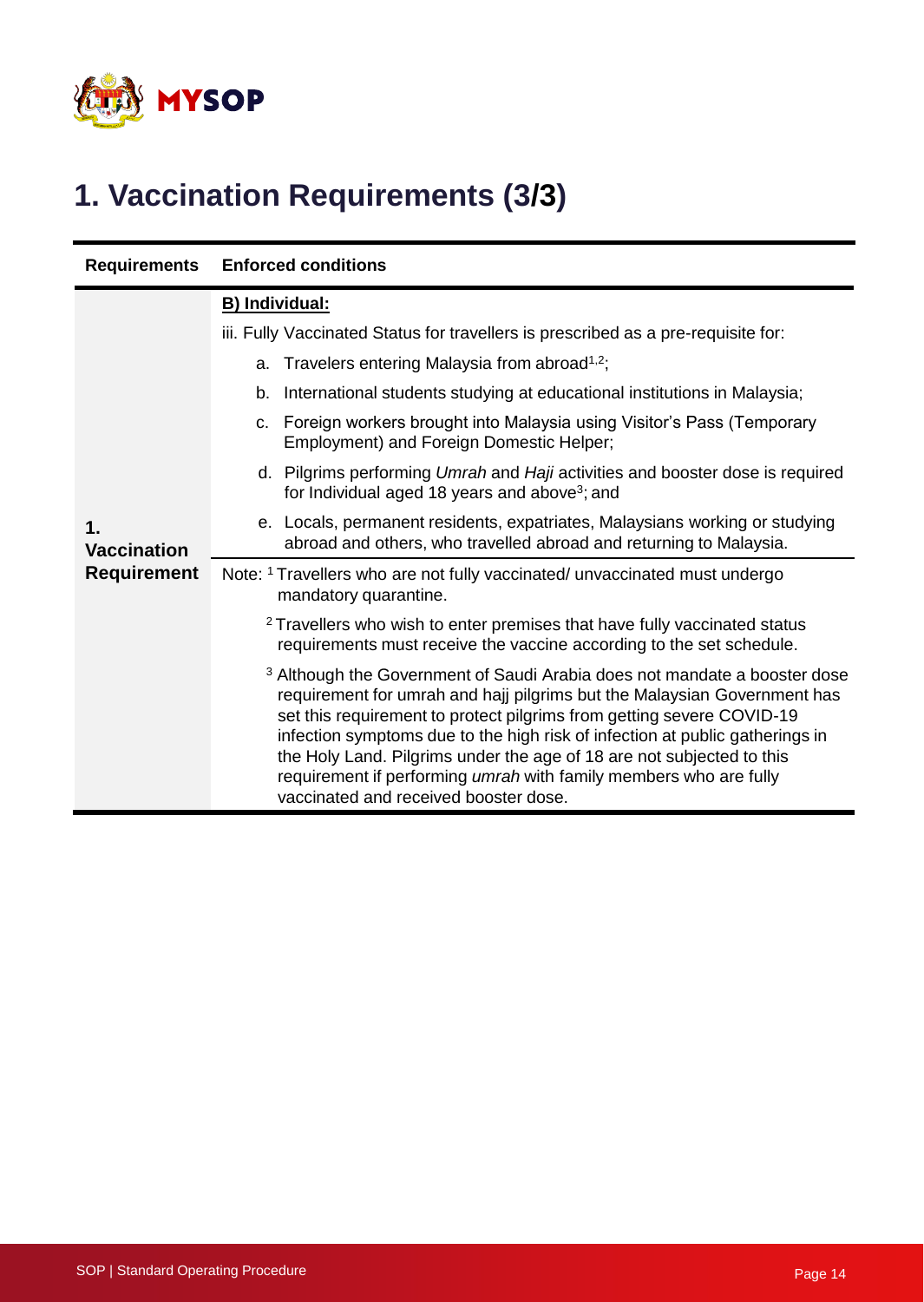# 1. Vaccination Requirements (3/3)

| Requirements | Enforced conditions |
| --- | --- |
| **1. Vaccination Requirement** | **B) Individual:** <br> iii. Fully Vaccinated Status for travellers is prescribed as a pre-requisite for: <br> a. Travelers entering Malaysia from abroad[1,2]; <br> b. International students studying at educational institutions in Malaysia; <br> c. Foreign workers brought into Malaysia using Visitor's Pass (Temporary Employment) and Foreign Domestic Helper; <br> d. Pilgrims performing *Umrah* and *Haji* activities and booster dose is required for Individual aged 18 years and above[3]; and <br> e. Locals, permanent residents, expatriates, Malaysians working or studying abroad and others, who travelled abroad and returning to Malaysia. |
| | Note: [1] Travellers who are not fully vaccinated/ unvaccinated must undergo mandatory quarantine. <br> [2] Travellers who wish to enter premises that have fully vaccinated status requirements must receive the vaccine according to the set schedule. <br> [3] Although the Government of Saudi Arabia does not mandate a booster dose requirement for umrah and hajj pilgrims but the Malaysian Government has set this requirement to protect pilgrims from getting severe COVID-19 infection symptoms due to the high risk of infection at public gatherings in the Holy Land. Pilgrims under the age of 18 are not subjected to this requirement if performing *umrah* with family members who are fully vaccinated and received booster dose. |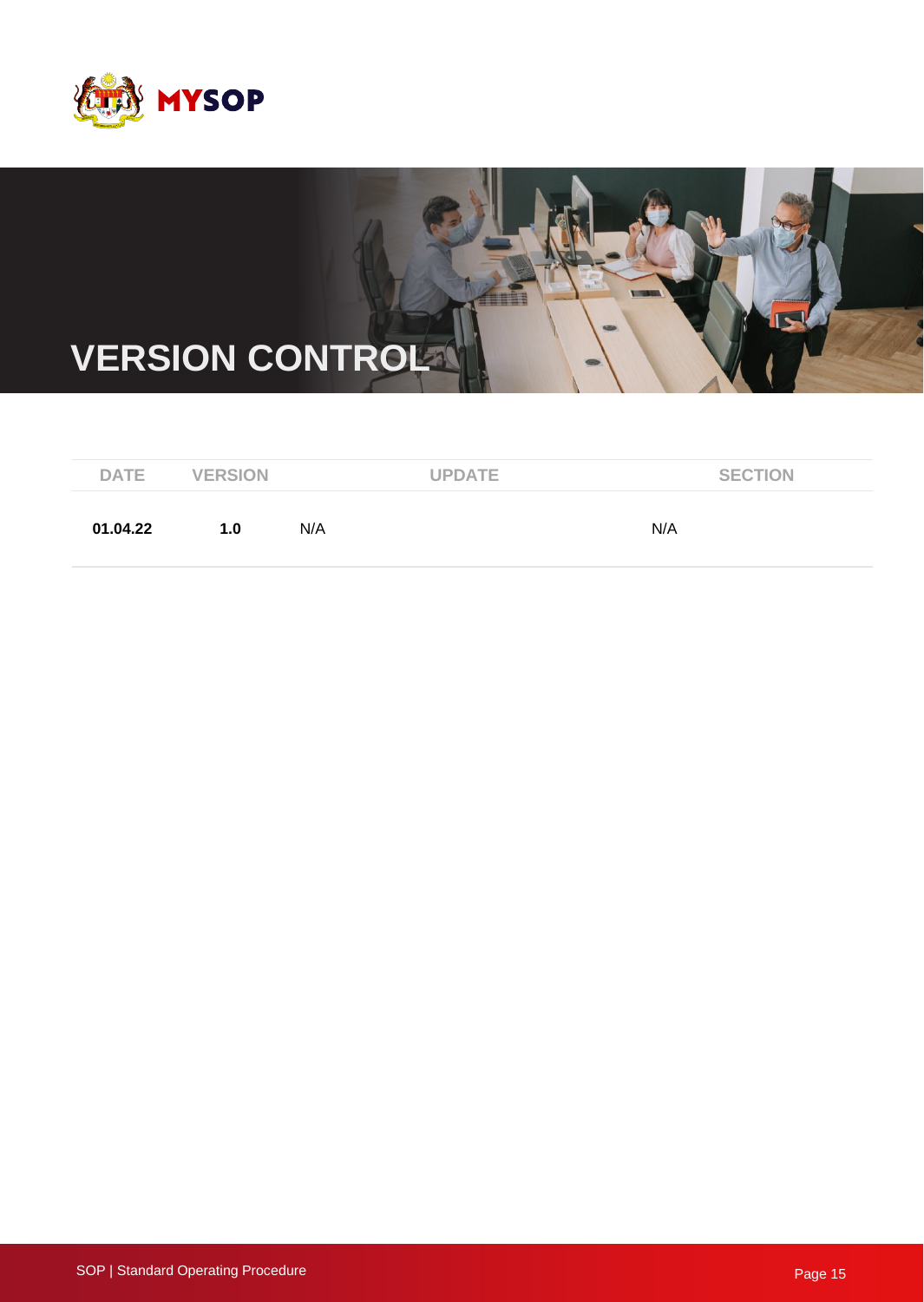# VERSION CONTROL

| DATE | VERSION | UPDATE | SECTION |
|---|---|---|---|
| **01.04.22** | **1.0** | N/A | N/A |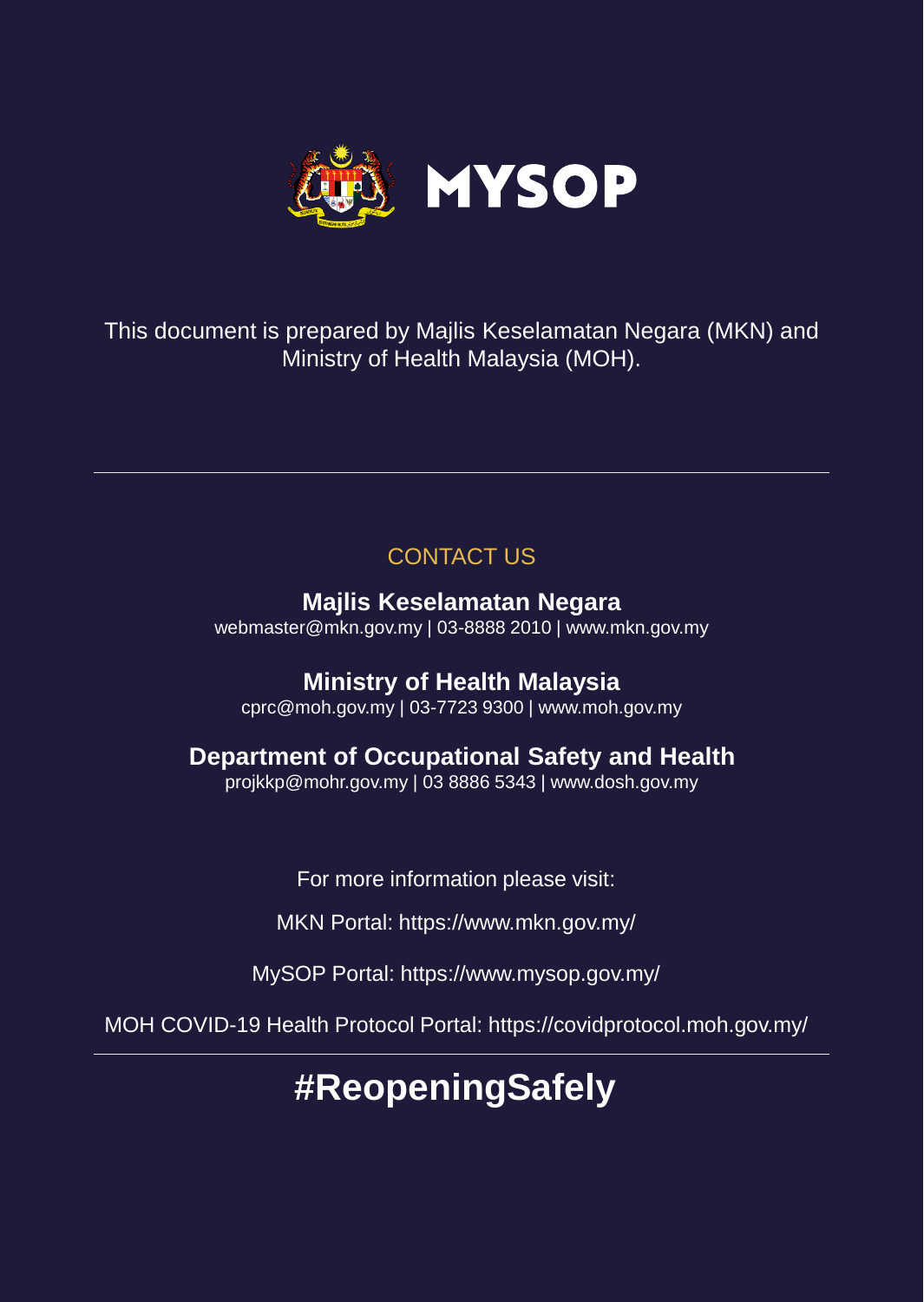# MYSOP

This document is prepared by Majlis Keselamatan Negara (MKN) and Ministry of Health Malaysia (MOH).

---

## CONTACT US

**Majlis Keselamatan Negara**
webmaster@mkn.gov.my | 03-8888 2010 | www.mkn.gov.my

**Ministry of Health Malaysia**
cprc@moh.gov.my | 03-7723 9300 | www.moh.gov.my

**Department of Occupational Safety and Health**
projkkp@mohr.gov.my | 03 8886 5343 | www.dosh.gov.my

For more information please visit:

MKN Portal: https://www.mkn.gov.my/

MySOP Portal: https://www.mysop.gov.my/

MOH COVID-19 Health Protocol Portal: https://covidprotocol.moh.gov.my/

---

# #ReopeningSafely